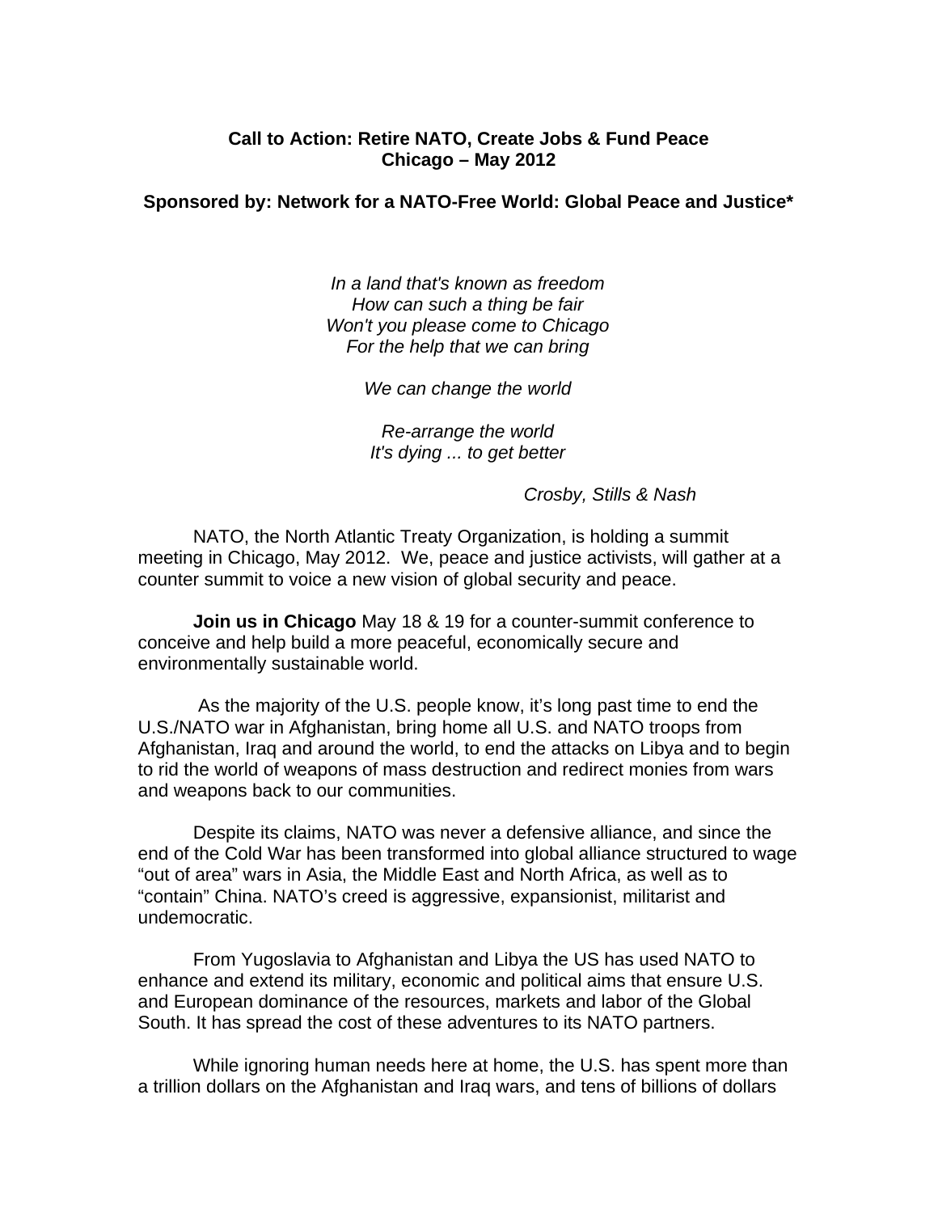**Call to Action: Retire NATO, Create Jobs & Fund Peace**
**Chicago – May 2012**

**Sponsored by: Network for a NATO-Free World: Global Peace and Justice***

*In a land that's known as freedom*
*How can such a thing be fair*
*Won't you please come to Chicago*
*For the help that we can bring*

*We can change the world*

*Re-arrange the world*
*It's dying ... to get better*

*Crosby, Stills & Nash*

NATO, the North Atlantic Treaty Organization, is holding a summit meeting in Chicago, May 2012. We, peace and justice activists, will gather at a counter summit to voice a new vision of global security and peace.

**Join us in Chicago** May 18 & 19 for a counter-summit conference to conceive and help build a more peaceful, economically secure and environmentally sustainable world.

As the majority of the U.S. people know, it's long past time to end the U.S./NATO war in Afghanistan, bring home all U.S. and NATO troops from Afghanistan, Iraq and around the world, to end the attacks on Libya and to begin to rid the world of weapons of mass destruction and redirect monies from wars and weapons back to our communities.

Despite its claims, NATO was never a defensive alliance, and since the end of the Cold War has been transformed into global alliance structured to wage "out of area" wars in Asia, the Middle East and North Africa, as well as to "contain" China. NATO's creed is aggressive, expansionist, militarist and undemocratic.

From Yugoslavia to Afghanistan and Libya the US has used NATO to enhance and extend its military, economic and political aims that ensure U.S. and European dominance of the resources, markets and labor of the Global South. It has spread the cost of these adventures to its NATO partners.

While ignoring human needs here at home, the U.S. has spent more than a trillion dollars on the Afghanistan and Iraq wars, and tens of billions of dollars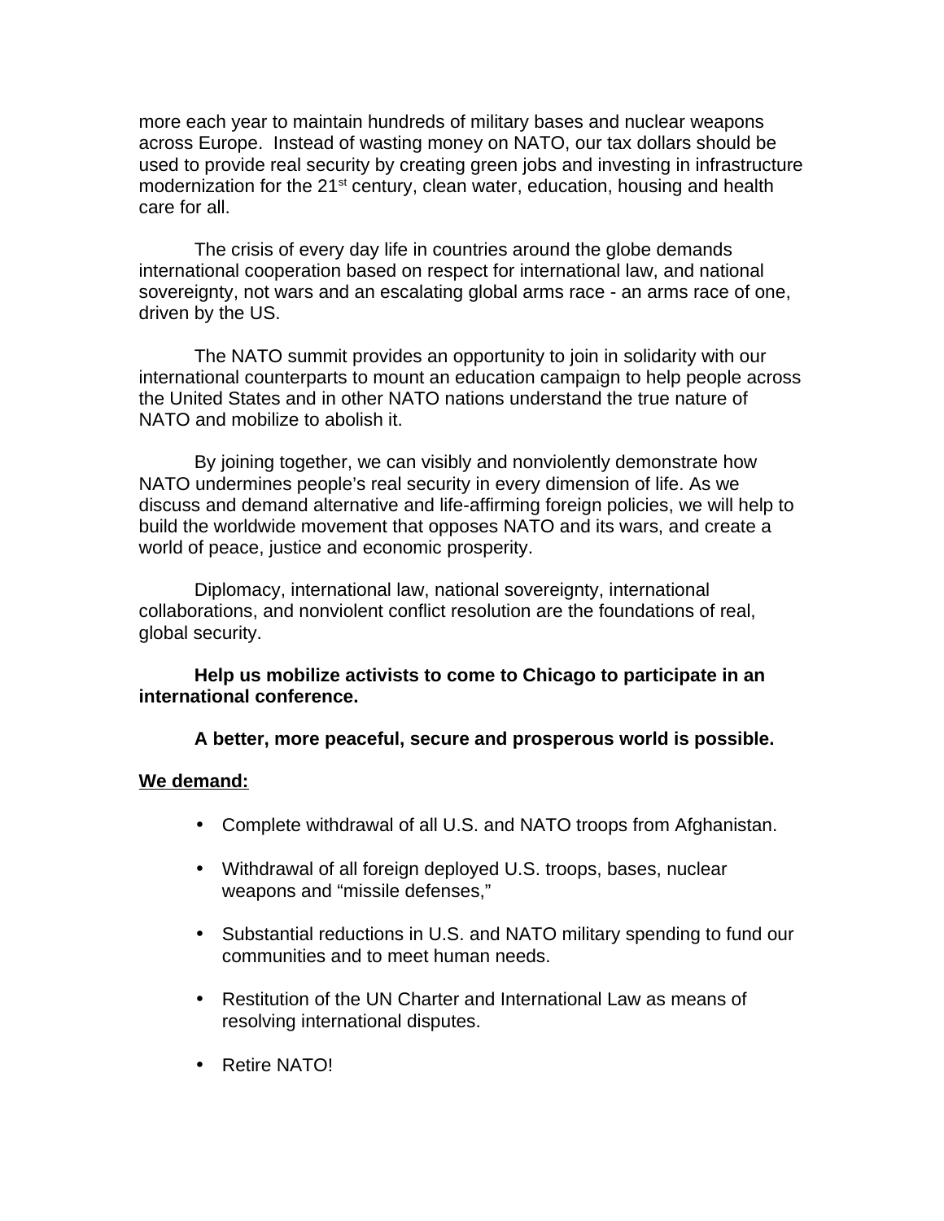more each year to maintain hundreds of military bases and nuclear weapons across Europe. Instead of wasting money on NATO, our tax dollars should be used to provide real security by creating green jobs and investing in infrastructure modernization for the 21st century, clean water, education, housing and health care for all.

The crisis of every day life in countries around the globe demands international cooperation based on respect for international law, and national sovereignty, not wars and an escalating global arms race - an arms race of one, driven by the US.

The NATO summit provides an opportunity to join in solidarity with our international counterparts to mount an education campaign to help people across the United States and in other NATO nations understand the true nature of NATO and mobilize to abolish it.

By joining together, we can visibly and nonviolently demonstrate how NATO undermines people's real security in every dimension of life. As we discuss and demand alternative and life-affirming foreign policies, we will help to build the worldwide movement that opposes NATO and its wars, and create a world of peace, justice and economic prosperity.

Diplomacy, international law, national sovereignty, international collaborations, and nonviolent conflict resolution are the foundations of real, global security.

**Help us mobilize activists to come to Chicago to participate in an international conference.**

**A better, more peaceful, secure and prosperous world is possible.**

**<u>We demand:</u>**

- Complete withdrawal of all U.S. and NATO troops from Afghanistan.
- Withdrawal of all foreign deployed U.S. troops, bases, nuclear weapons and "missile defenses,"
- Substantial reductions in U.S. and NATO military spending to fund our communities and to meet human needs.
- Restitution of the UN Charter and International Law as means of resolving international disputes.
- Retire NATO!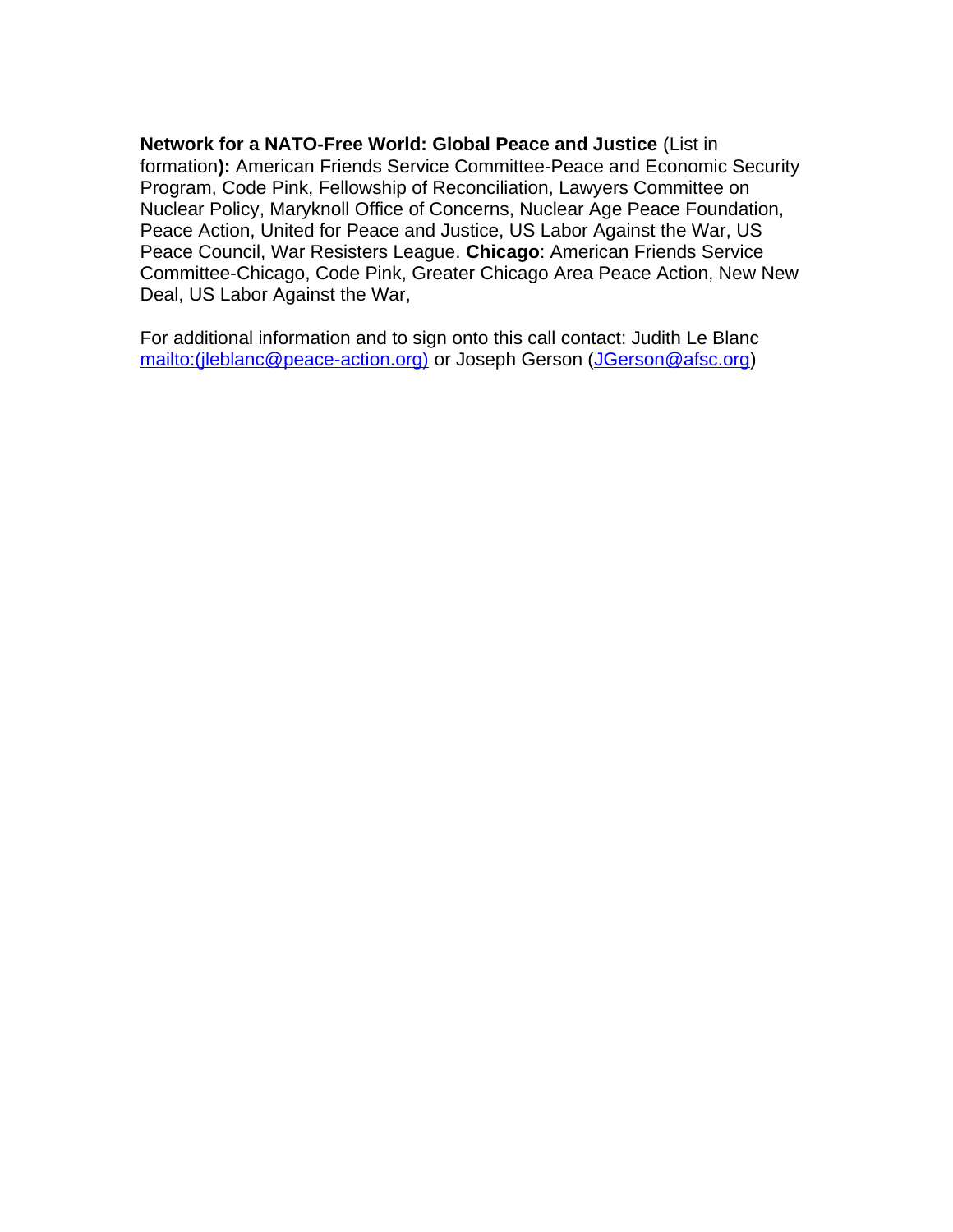**Network for a NATO-Free World: Global Peace and Justice** (List in formation**):** American Friends Service Committee-Peace and Economic Security Program, Code Pink, Fellowship of Reconciliation, Lawyers Committee on Nuclear Policy, Maryknoll Office of Concerns, Nuclear Age Peace Foundation, Peace Action, United for Peace and Justice, US Labor Against the War, US Peace Council, War Resisters League. **Chicago**: American Friends Service Committee-Chicago, Code Pink, Greater Chicago Area Peace Action, New New Deal, US Labor Against the War,

For additional information and to sign onto this call contact: Judith Le Blanc mailto:(jleblanc@peace-action.org) or Joseph Gerson (JGerson@afsc.org)